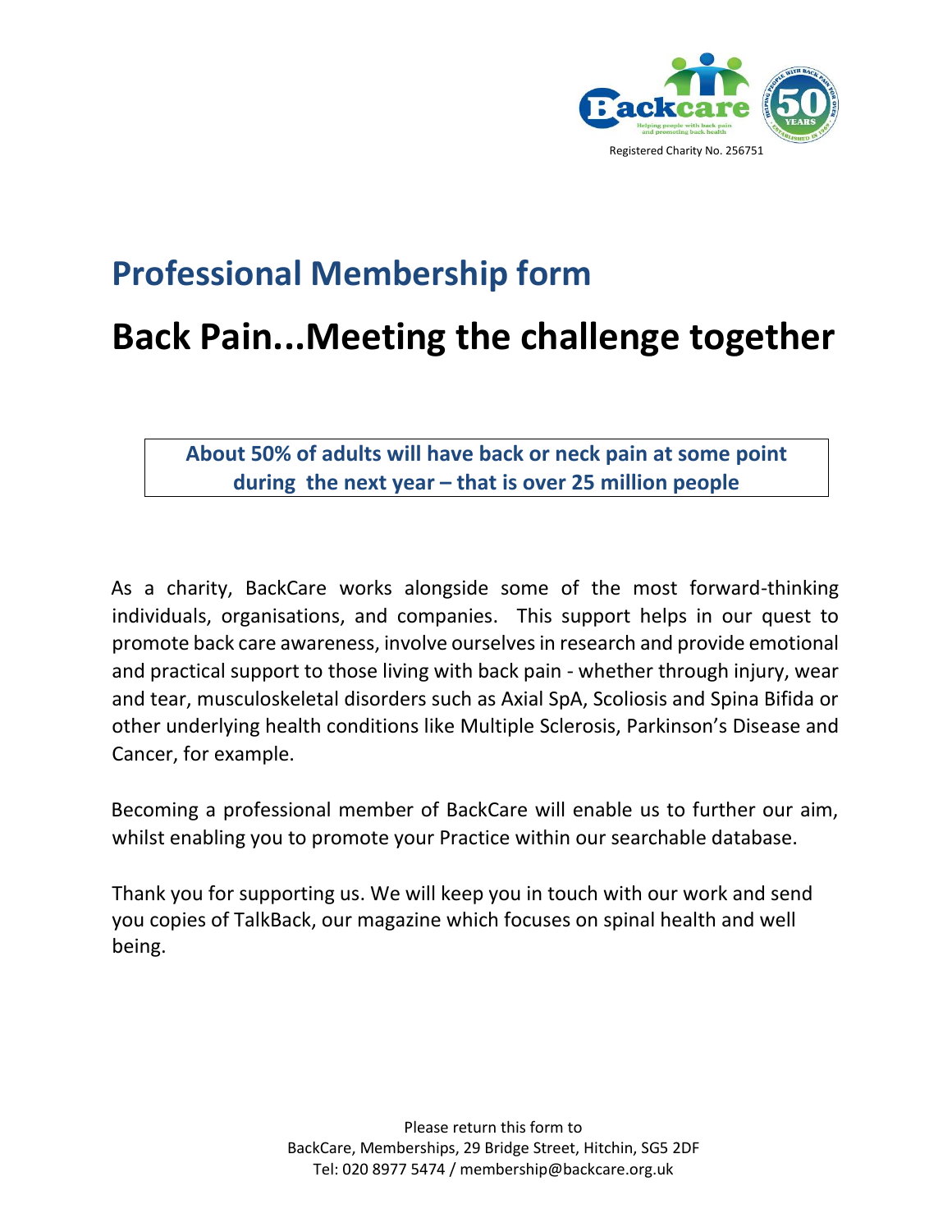Registered Charity No. 256751

# Professional Membership form

# Back Pain...Meeting the challenge together

**About 50% of adults will have back or neck pain at some point during the next year – that is over 25 million people**

As a charity, BackCare works alongside some of the most forward-thinking individuals, organisations, and companies. This support helps in our quest to promote back care awareness, involve ourselves in research and provide emotional and practical support to those living with back pain - whether through injury, wear and tear, musculoskeletal disorders such as Axial SpA, Scoliosis and Spina Bifida or other underlying health conditions like Multiple Sclerosis, Parkinson's Disease and Cancer, for example.

Becoming a professional member of BackCare will enable us to further our aim, whilst enabling you to promote your Practice within our searchable database.

Thank you for supporting us. We will keep you in touch with our work and send you copies of TalkBack, our magazine which focuses on spinal health and well being.

Please return this form to
BackCare, Memberships, 29 Bridge Street, Hitchin, SG5 2DF
Tel: 020 8977 5474 / membership@backcare.org.uk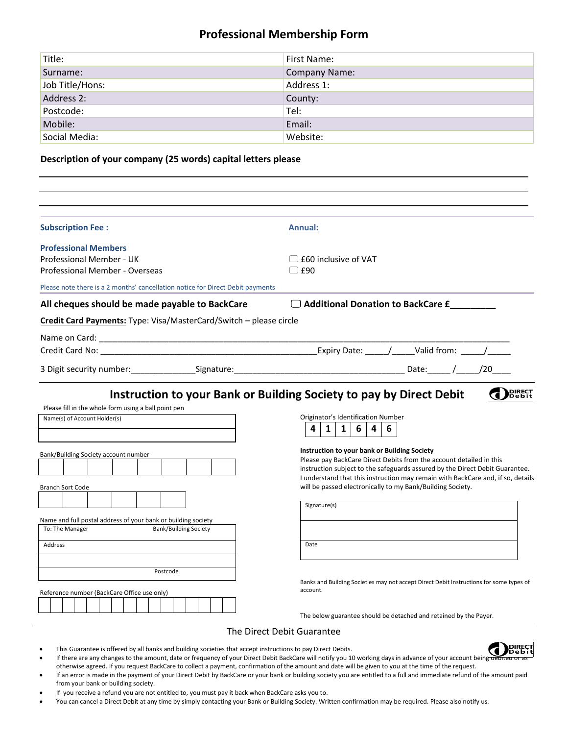# Professional Membership Form

| | |
|---|---|
| Title: | First Name: |
| Surname: | Company Name: |
| Job Title/Hons: | Address 1: |
| Address 2: | County: |
| Postcode: | Tel: |
| Mobile: | Email: |
| Social Media: | Website: |

**Description of your company (25 words) capital letters please**

_______________________________________________

_______________________________________________

_______________________________________________

| **Subscription Fee :** | **Annual:** |
|---|---|
| **Professional Members** | |
| Professional Member - UK | ☐ £60 inclusive of VAT |
| Professional Member - Overseas | ☐ £90 |

Please note there is a 2 months' cancellation notice for Direct Debit payments

**All cheques should be made payable to BackCare** ☐ **Additional Donation to BackCare £________**

**Credit Card Payments:** Type: Visa/MasterCard/Switch – please circle

Name on Card: _______________________________________________

Credit Card No: _______________________________ Expiry Date: _____/_____ Valid from: _____/_____

3 Digit security number:______________ Signature:_____________________________ Date:_____ /_____/20____

## Instruction to your Bank or Building Society to pay by Direct Debit

Please fill in the whole form using a ball point pen

Name(s) of Account Holder(s)

Bank/Building Society account number

Branch Sort Code

Name and full postal address of your bank or building society

To: The Manager Bank/Building Society

Address

Postcode

Reference number (BackCare Office use only)

Originator's Identification Number

| 4 | 1 | 1 | 6 | 4 | 6 |
|---|---|---|---|---|---|

**Instruction to your bank or Building Society**

Please pay BackCare Direct Debits from the account detailed in this instruction subject to the safeguards assured by the Direct Debit Guarantee. I understand that this instruction may remain with BackCare and, if so, details will be passed electronically to my Bank/Building Society.

Signature(s)

Date

Banks and Building Societies may not accept Direct Debit Instructions for some types of account.

The below guarantee should be detached and retained by the Payer.

### The Direct Debit Guarantee

- This Guarantee is offered by all banks and building societies that accept instructions to pay Direct Debits.
- If there are any changes to the amount, date or frequency of your Direct Debit BackCare will notify you 10 working days in advance of your account being debited or as otherwise agreed. If you request BackCare to collect a payment, confirmation of the amount and date will be given to you at the time of the request.
- If an error is made in the payment of your Direct Debit by BackCare or your bank or building society you are entitled to a full and immediate refund of the amount paid from your bank or building society.
- If you receive a refund you are not entitled to, you must pay it back when BackCare asks you to.
- You can cancel a Direct Debit at any time by simply contacting your Bank or Building Society. Written confirmation may be required. Please also notify us.